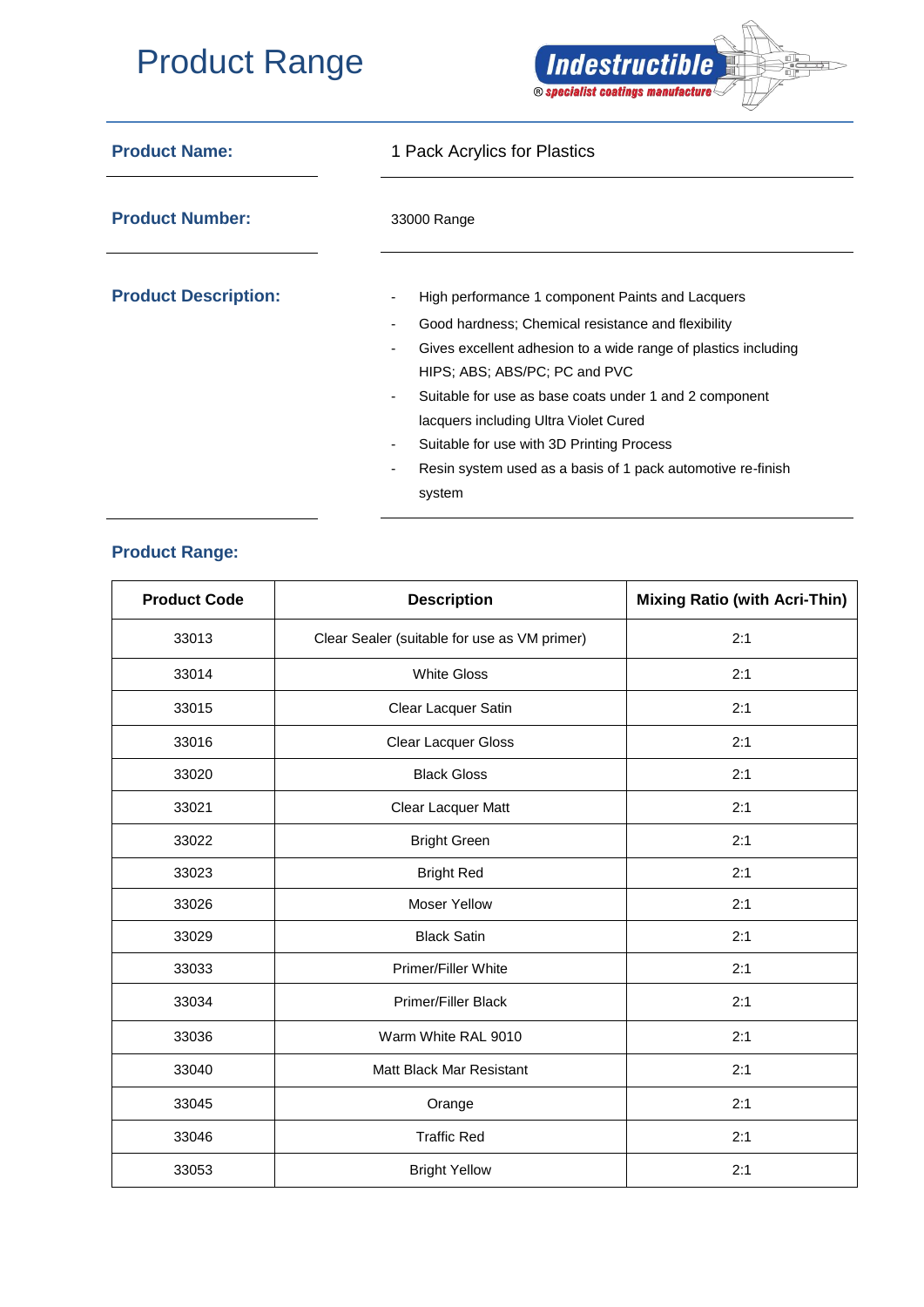# Product Range

**Indestructible**
® specialist coatings manufacture

**Product Name:** 1 Pack Acrylics for Plastics

**Product Number:** 33000 Range

**Product Description:**

- High performance 1 component Paints and Lacquers
- Good hardness; Chemical resistance and flexibility
- Gives excellent adhesion to a wide range of plastics including HIPS; ABS; ABS/PC; PC and PVC
- Suitable for use as base coats under 1 and 2 component lacquers including Ultra Violet Cured
- Suitable for use with 3D Printing Process
- Resin system used as a basis of 1 pack automotive re-finish system

## Product Range:

| Product Code | Description | Mixing Ratio (with Acri-Thin) |
|---|---|---|
| 33013 | Clear Sealer (suitable for use as VM primer) | 2:1 |
| 33014 | White Gloss | 2:1 |
| 33015 | Clear Lacquer Satin | 2:1 |
| 33016 | Clear Lacquer Gloss | 2:1 |
| 33020 | Black Gloss | 2:1 |
| 33021 | Clear Lacquer Matt | 2:1 |
| 33022 | Bright Green | 2:1 |
| 33023 | Bright Red | 2:1 |
| 33026 | Moser Yellow | 2:1 |
| 33029 | Black Satin | 2:1 |
| 33033 | Primer/Filler White | 2:1 |
| 33034 | Primer/Filler Black | 2:1 |
| 33036 | Warm White RAL 9010 | 2:1 |
| 33040 | Matt Black Mar Resistant | 2:1 |
| 33045 | Orange | 2:1 |
| 33046 | Traffic Red | 2:1 |
| 33053 | Bright Yellow | 2:1 |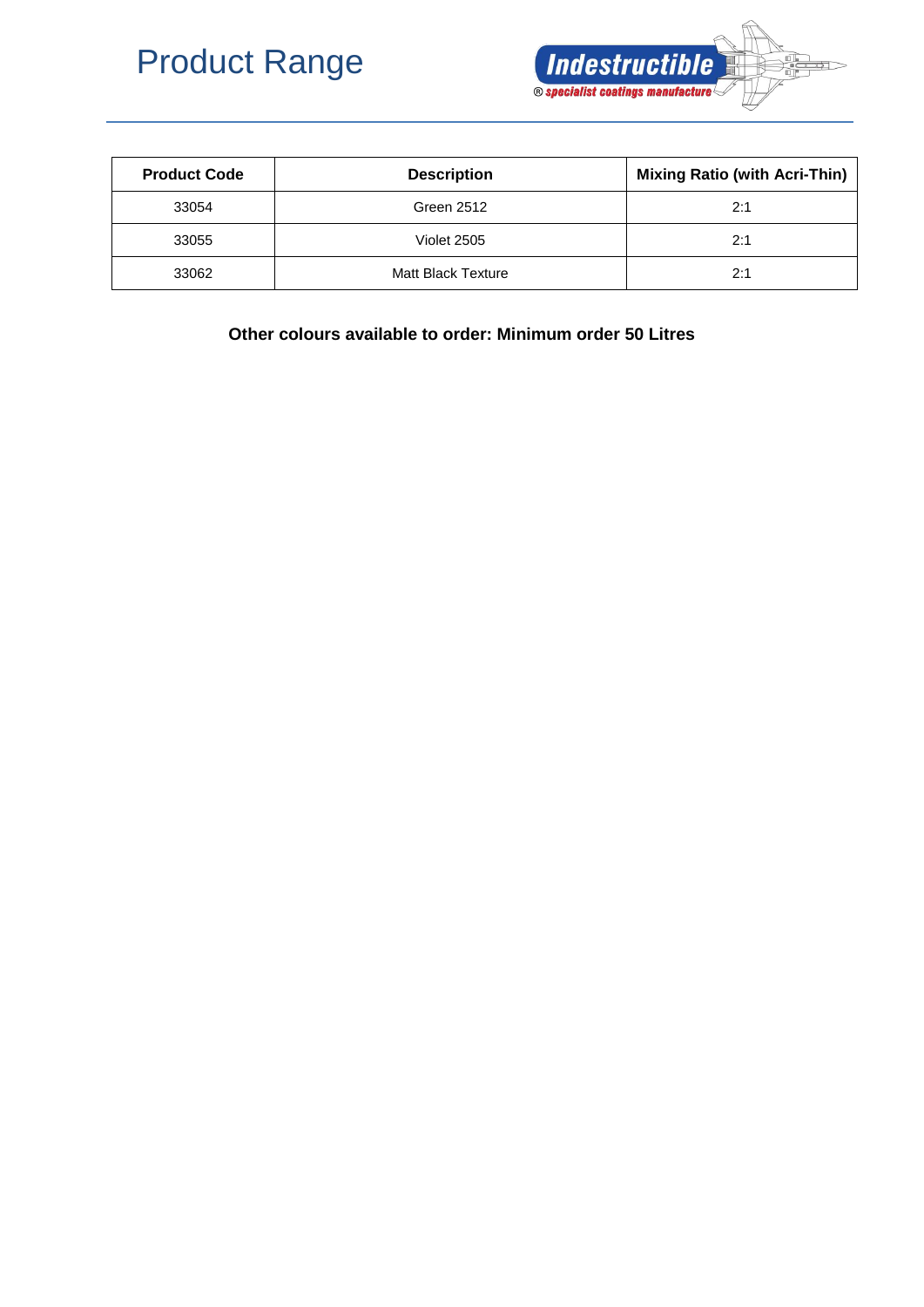# Product Range

| Product Code | Description | Mixing Ratio (with Acri-Thin) |
|---|---|---|
| 33054 | Green 2512 | 2:1 |
| 33055 | Violet 2505 | 2:1 |
| 33062 | Matt Black Texture | 2:1 |

**Other colours available to order: Minimum order 50 Litres**